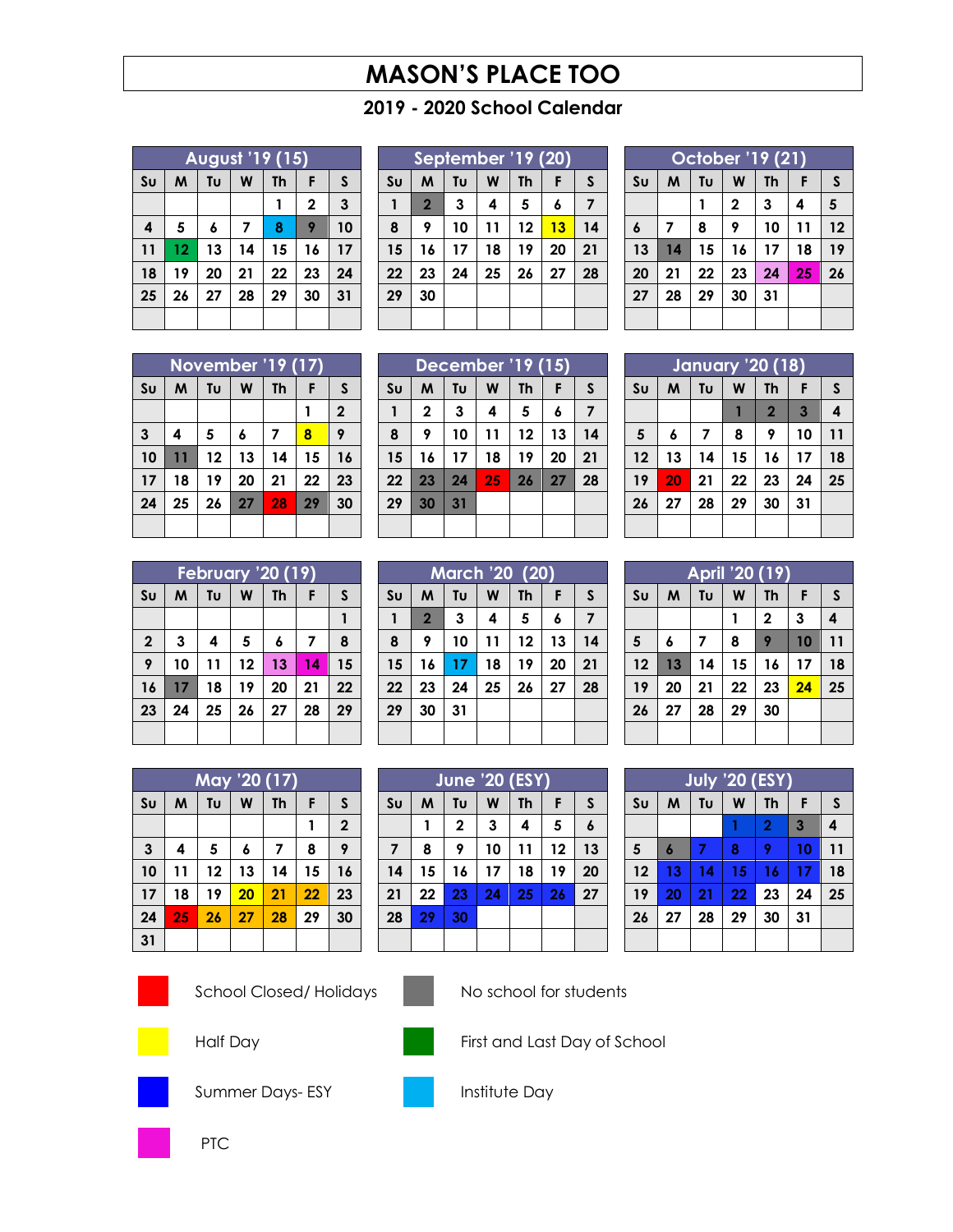# MASON'S PLACE TOO

## 2019 - 2020 School Calendar

### August '19 (15)

| Su | M | Tu | W | Th | F | S |
|---|---|---|---|---|---|---|
| | | | | 1 | 2 | 3 |
| 4 | 5 | 6 | 7 | 8 | 9 | 10 |
| 11 | 12 | 13 | 14 | 15 | 16 | 17 |
| 18 | 19 | 20 | 21 | 22 | 23 | 24 |
| 25 | 26 | 27 | 28 | 29 | 30 | 31 |

### September '19 (20)

| Su | M | Tu | W | Th | F | S |
|---|---|---|---|---|---|---|
| 1 | 2 | 3 | 4 | 5 | 6 | 7 |
| 8 | 9 | 10 | 11 | 12 | 13 | 14 |
| 15 | 16 | 17 | 18 | 19 | 20 | 21 |
| 22 | 23 | 24 | 25 | 26 | 27 | 28 |
| 29 | 30 | | | | | |

### October '19 (21)

| Su | M | Tu | W | Th | F | S |
|---|---|---|---|---|---|---|
| | | 1 | 2 | 3 | 4 | 5 |
| 6 | 7 | 8 | 9 | 10 | 11 | 12 |
| 13 | 14 | 15 | 16 | 17 | 18 | 19 |
| 20 | 21 | 22 | 23 | 24 | 25 | 26 |
| 27 | 28 | 29 | 30 | 31 | | |

### November '19 (17)

| Su | M | Tu | W | Th | F | S |
|---|---|---|---|---|---|---|
| | | | | | 1 | 2 |
| 3 | 4 | 5 | 6 | 7 | 8 | 9 |
| 10 | 11 | 12 | 13 | 14 | 15 | 16 |
| 17 | 18 | 19 | 20 | 21 | 22 | 23 |
| 24 | 25 | 26 | 27 | 28 | 29 | 30 |

### December '19 (15)

| Su | M | Tu | W | Th | F | S |
|---|---|---|---|---|---|---|
| 1 | 2 | 3 | 4 | 5 | 6 | 7 |
| 8 | 9 | 10 | 11 | 12 | 13 | 14 |
| 15 | 16 | 17 | 18 | 19 | 20 | 21 |
| 22 | 23 | 24 | 25 | 26 | 27 | 28 |
| 29 | 30 | 31 | | | | |

### January '20 (18)

| Su | M | Tu | W | Th | F | S |
|---|---|---|---|---|---|---|
| | | | 1 | 2 | 3 | 4 |
| 5 | 6 | 7 | 8 | 9 | 10 | 11 |
| 12 | 13 | 14 | 15 | 16 | 17 | 18 |
| 19 | 20 | 21 | 22 | 23 | 24 | 25 |
| 26 | 27 | 28 | 29 | 30 | 31 | |

### February '20 (19)

| Su | M | Tu | W | Th | F | S |
|---|---|---|---|---|---|---|
| | | | | | | 1 |
| 2 | 3 | 4 | 5 | 6 | 7 | 8 |
| 9 | 10 | 11 | 12 | 13 | 14 | 15 |
| 16 | 17 | 18 | 19 | 20 | 21 | 22 |
| 23 | 24 | 25 | 26 | 27 | 28 | 29 |

### March '20 (20)

| Su | M | Tu | W | Th | F | S |
|---|---|---|---|---|---|---|
| 1 | 2 | 3 | 4 | 5 | 6 | 7 |
| 8 | 9 | 10 | 11 | 12 | 13 | 14 |
| 15 | 16 | 17 | 18 | 19 | 20 | 21 |
| 22 | 23 | 24 | 25 | 26 | 27 | 28 |
| 29 | 30 | 31 | | | | |

### April '20 (19)

| Su | M | Tu | W | Th | F | S |
|---|---|---|---|---|---|---|
| | | | 1 | 2 | 3 | 4 |
| 5 | 6 | 7 | 8 | 9 | 10 | 11 |
| 12 | 13 | 14 | 15 | 16 | 17 | 18 |
| 19 | 20 | 21 | 22 | 23 | 24 | 25 |
| 26 | 27 | 28 | 29 | 30 | | |

### May '20 (17)

| Su | M | Tu | W | Th | F | S |
|---|---|---|---|---|---|---|
| | | | | | 1 | 2 |
| 3 | 4 | 5 | 6 | 7 | 8 | 9 |
| 10 | 11 | 12 | 13 | 14 | 15 | 16 |
| 17 | 18 | 19 | 20 | 21 | 22 | 23 |
| 24 | 25 | 26 | 27 | 28 | 29 | 30 |
| 31 | | | | | | |

### June '20 (ESY)

| Su | M | Tu | W | Th | F | S |
|---|---|---|---|---|---|---|
| | 1 | 2 | 3 | 4 | 5 | 6 |
| 7 | 8 | 9 | 10 | 11 | 12 | 13 |
| 14 | 15 | 16 | 17 | 18 | 19 | 20 |
| 21 | 22 | 23 | 24 | 25 | 26 | 27 |
| 28 | 29 | 30 | | | | |

### July '20 (ESY)

| Su | M | Tu | W | Th | F | S |
|---|---|---|---|---|---|---|
| | | | 1 | 2 | 3 | 4 |
| 5 | 6 | 7 | 8 | 9 | 10 | 11 |
| 12 | 13 | 14 | 15 | 16 | 17 | 18 |
| 19 | 20 | 21 | 22 | 23 | 24 | 25 |
| 26 | 27 | 28 | 29 | 30 | 31 | |

- School Closed/ Holidays
- No school for students
- Half Day
- First and Last Day of School
- Summer Days- ESY
- Institute Day
- PTC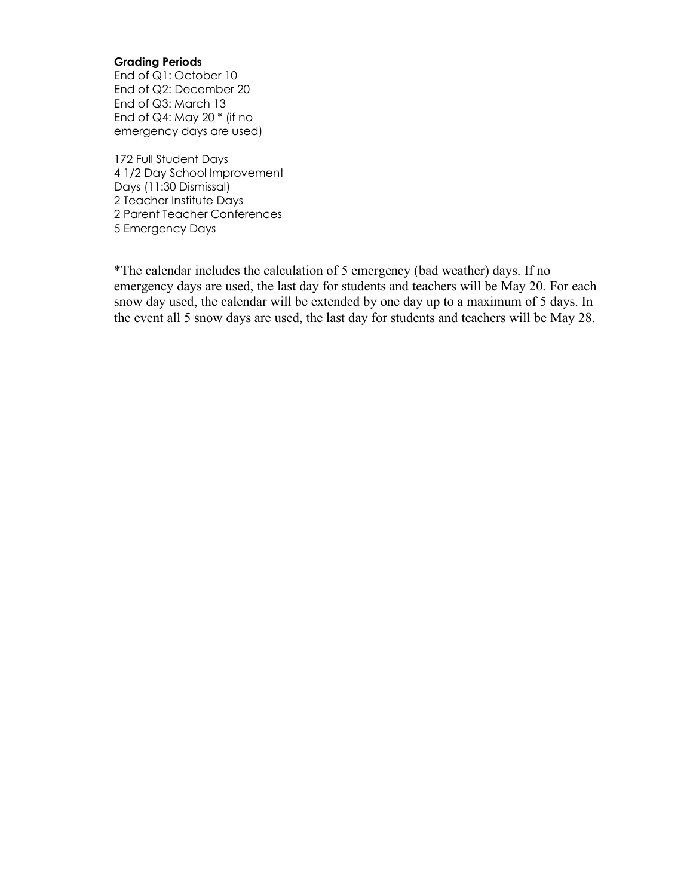**Grading Periods**

End of Q1: October 10
End of Q2: December 20
End of Q3: March 13
End of Q4: May 20 * (if no emergency days are used)

172 Full Student Days
4 1/2 Day School Improvement Days (11:30 Dismissal)
2 Teacher Institute Days
2 Parent Teacher Conferences
5 Emergency Days

*The calendar includes the calculation of 5 emergency (bad weather) days. If no emergency days are used, the last day for students and teachers will be May 20. For each snow day used, the calendar will be extended by one day up to a maximum of 5 days. In the event all 5 snow days are used, the last day for students and teachers will be May 28.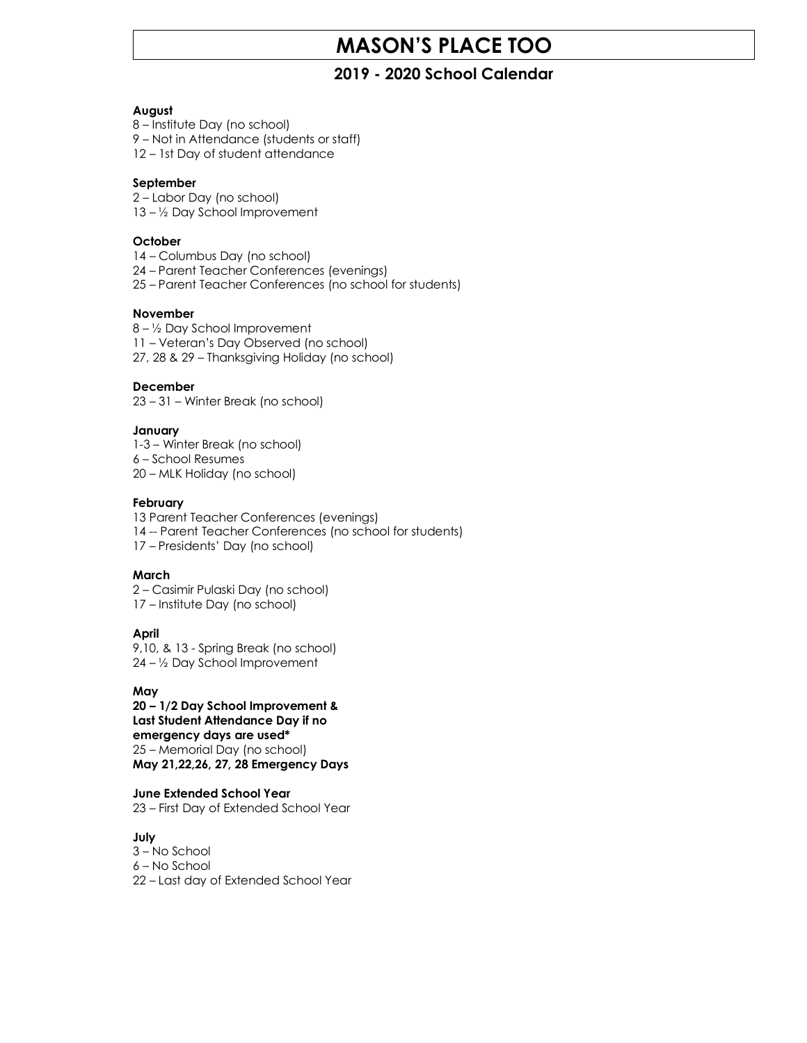# MASON'S PLACE TOO

## 2019 - 2020 School Calendar

**August**
8 – Institute Day (no school)
9 – Not in Attendance (students or staff)
12 – 1st Day of student attendance

**September**
2 – Labor Day (no school)
13 – ½ Day School Improvement

**October**
14 – Columbus Day (no school)
24 – Parent Teacher Conferences (evenings)
25 – Parent Teacher Conferences (no school for students)

**November**
8 – ½ Day School Improvement
11 – Veteran's Day Observed (no school)
27, 28 & 29 – Thanksgiving Holiday (no school)

**December**
23 – 31 – Winter Break (no school)

**January**
1-3 – Winter Break (no school)
6 – School Resumes
20 – MLK Holiday (no school)

**February**
13 Parent Teacher Conferences (evenings)
14 -- Parent Teacher Conferences (no school for students)
17 – Presidents' Day (no school)

**March**
2 – Casimir Pulaski Day (no school)
17 – Institute Day (no school)

**April**
9,10, & 13 - Spring Break (no school)
24 – ½ Day School Improvement

**May**
**20 – 1/2 Day School Improvement & Last Student Attendance Day if no emergency days are used***
25 – Memorial Day (no school)
**May 21,22,26, 27, 28 Emergency Days**

**June Extended School Year**
23 – First Day of Extended School Year

**July**
3 – No School
6 – No School
22 – Last day of Extended School Year